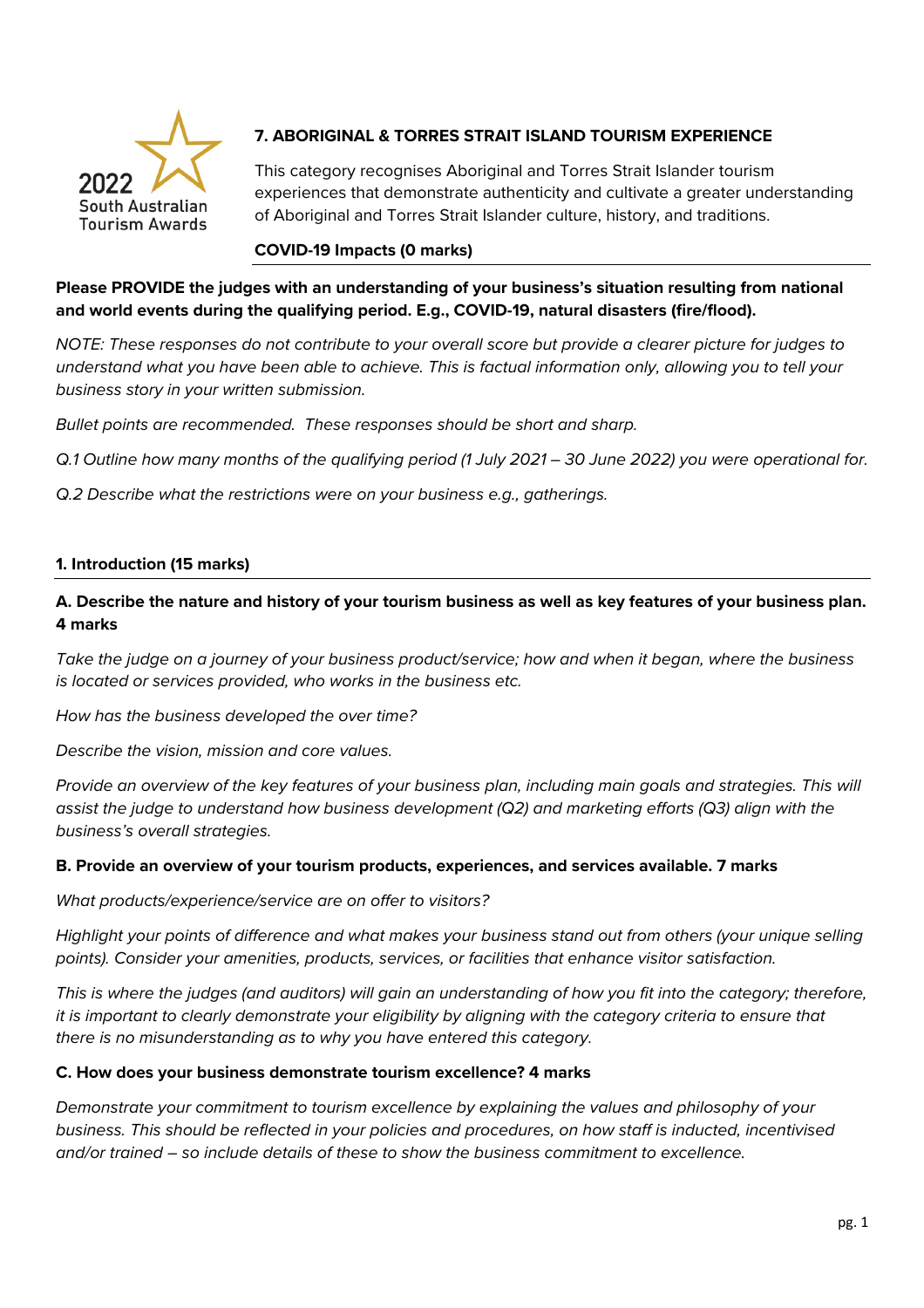2022 South Australian Tourism Awards

## 7. ABORIGINAL & TORRES STRAIT ISLAND TOURISM EXPERIENCE

This category recognises Aboriginal and Torres Strait Islander tourism experiences that demonstrate authenticity and cultivate a greater understanding of Aboriginal and Torres Strait Islander culture, history, and traditions.

### COVID-19 Impacts (0 marks)

**Please PROVIDE the judges with an understanding of your business's situation resulting from national and world events during the qualifying period. E.g., COVID-19, natural disasters (fire/flood).**

*NOTE: These responses do not contribute to your overall score but provide a clearer picture for judges to understand what you have been able to achieve. This is factual information only, allowing you to tell your business story in your written submission.*

*Bullet points are recommended. These responses should be short and sharp.*

*Q.1 Outline how many months of the qualifying period (1 July 2021 – 30 June 2022) you were operational for.*

*Q.2 Describe what the restrictions were on your business e.g., gatherings.*

### 1. Introduction (15 marks)

**A. Describe the nature and history of your tourism business as well as key features of your business plan. 4 marks**

*Take the judge on a journey of your business product/service; how and when it began, where the business is located or services provided, who works in the business etc.*

*How has the business developed the over time?*

*Describe the vision, mission and core values.*

*Provide an overview of the key features of your business plan, including main goals and strategies. This will assist the judge to understand how business development (Q2) and marketing efforts (Q3) align with the business's overall strategies.*

**B. Provide an overview of your tourism products, experiences, and services available. 7 marks**

*What products/experience/service are on offer to visitors?*

*Highlight your points of difference and what makes your business stand out from others (your unique selling points). Consider your amenities, products, services, or facilities that enhance visitor satisfaction.*

*This is where the judges (and auditors) will gain an understanding of how you fit into the category; therefore, it is important to clearly demonstrate your eligibility by aligning with the category criteria to ensure that there is no misunderstanding as to why you have entered this category.*

**C. How does your business demonstrate tourism excellence? 4 marks**

*Demonstrate your commitment to tourism excellence by explaining the values and philosophy of your business. This should be reflected in your policies and procedures, on how staff is inducted, incentivised and/or trained – so include details of these to show the business commitment to excellence.*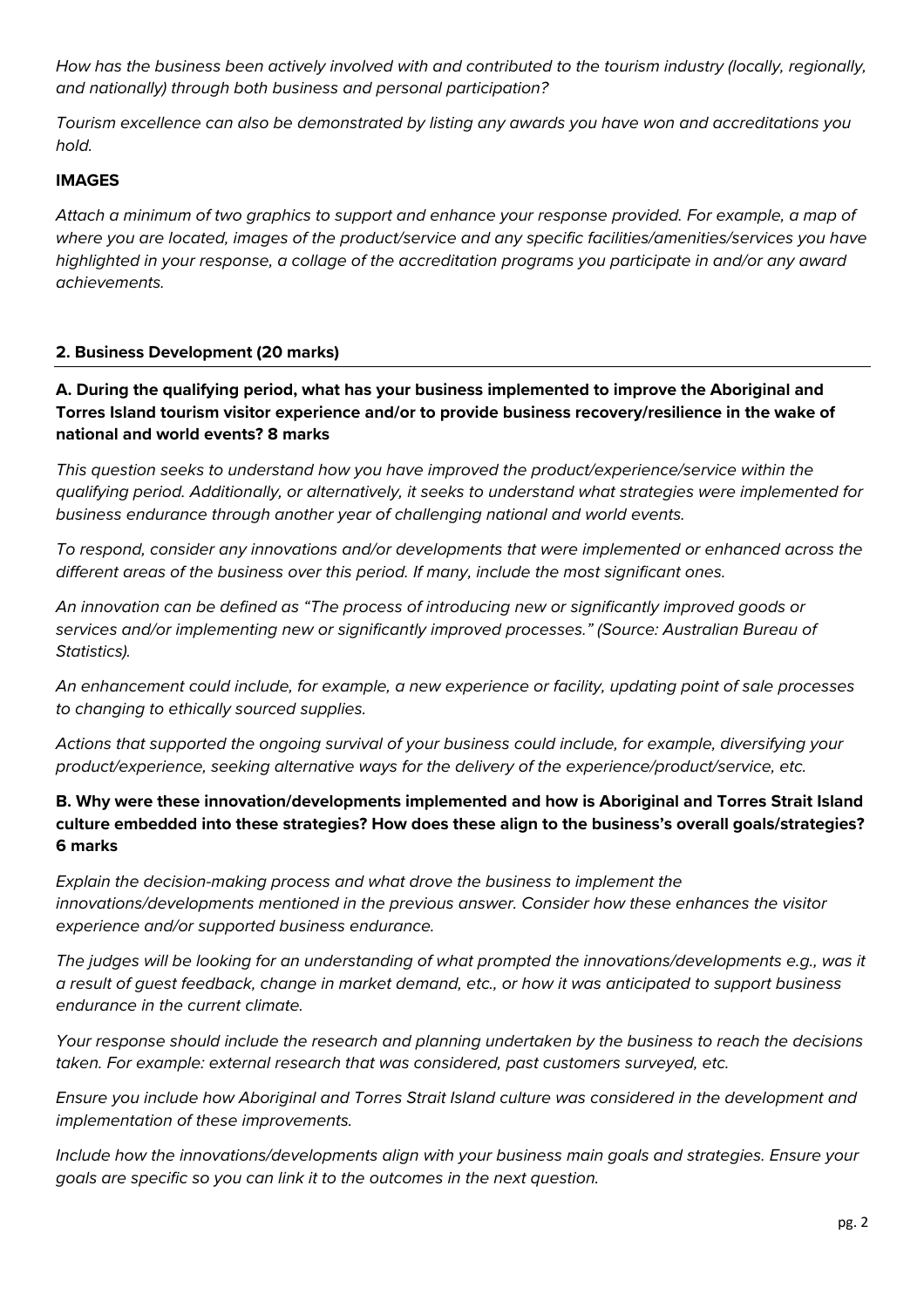*How has the business been actively involved with and contributed to the tourism industry (locally, regionally, and nationally) through both business and personal participation?*

*Tourism excellence can also be demonstrated by listing any awards you have won and accreditations you hold.*

**IMAGES**

*Attach a minimum of two graphics to support and enhance your response provided. For example, a map of where you are located, images of the product/service and any specific facilities/amenities/services you have highlighted in your response, a collage of the accreditation programs you participate in and/or any award achievements.*

## 2. Business Development (20 marks)

**A. During the qualifying period, what has your business implemented to improve the Aboriginal and Torres Island tourism visitor experience and/or to provide business recovery/resilience in the wake of national and world events? 8 marks**

*This question seeks to understand how you have improved the product/experience/service within the qualifying period. Additionally, or alternatively, it seeks to understand what strategies were implemented for business endurance through another year of challenging national and world events.*

*To respond, consider any innovations and/or developments that were implemented or enhanced across the different areas of the business over this period. If many, include the most significant ones.*

*An innovation can be defined as "The process of introducing new or significantly improved goods or services and/or implementing new or significantly improved processes." (Source: Australian Bureau of Statistics).*

*An enhancement could include, for example, a new experience or facility, updating point of sale processes to changing to ethically sourced supplies.*

*Actions that supported the ongoing survival of your business could include, for example, diversifying your product/experience, seeking alternative ways for the delivery of the experience/product/service, etc.*

**B. Why were these innovation/developments implemented and how is Aboriginal and Torres Strait Island culture embedded into these strategies? How does these align to the business's overall goals/strategies? 6 marks**

*Explain the decision-making process and what drove the business to implement the innovations/developments mentioned in the previous answer. Consider how these enhances the visitor experience and/or supported business endurance.*

*The judges will be looking for an understanding of what prompted the innovations/developments e.g., was it a result of guest feedback, change in market demand, etc., or how it was anticipated to support business endurance in the current climate.*

*Your response should include the research and planning undertaken by the business to reach the decisions taken. For example: external research that was considered, past customers surveyed, etc.*

*Ensure you include how Aboriginal and Torres Strait Island culture was considered in the development and implementation of these improvements.*

*Include how the innovations/developments align with your business main goals and strategies. Ensure your goals are specific so you can link it to the outcomes in the next question.*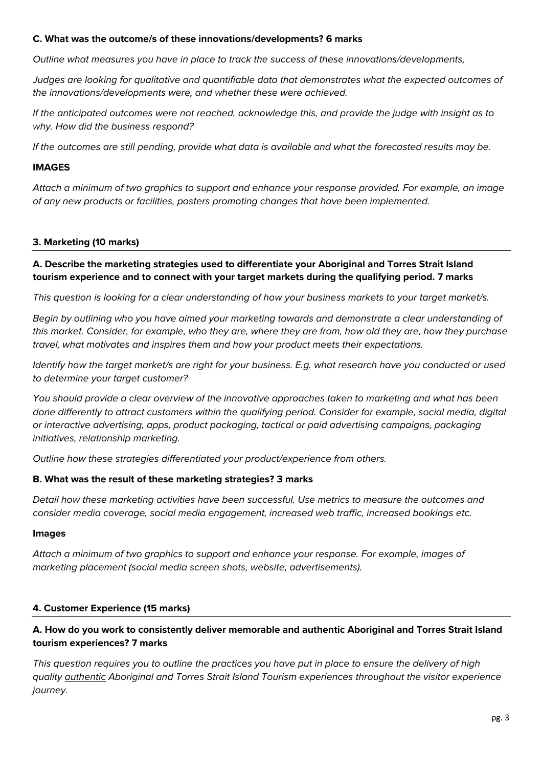**C. What was the outcome/s of these innovations/developments? 6 marks**

*Outline what measures you have in place to track the success of these innovations/developments,*

*Judges are looking for qualitative and quantifiable data that demonstrates what the expected outcomes of the innovations/developments were, and whether these were achieved.*

*If the anticipated outcomes were not reached, acknowledge this, and provide the judge with insight as to why. How did the business respond?*

*If the outcomes are still pending, provide what data is available and what the forecasted results may be.*

**IMAGES**

*Attach a minimum of two graphics to support and enhance your response provided. For example, an image of any new products or facilities, posters promoting changes that have been implemented.*

## 3. Marketing (10 marks)

**A. Describe the marketing strategies used to differentiate your Aboriginal and Torres Strait Island tourism experience and to connect with your target markets during the qualifying period. 7 marks**

*This question is looking for a clear understanding of how your business markets to your target market/s.*

*Begin by outlining who you have aimed your marketing towards and demonstrate a clear understanding of this market. Consider, for example, who they are, where they are from, how old they are, how they purchase travel, what motivates and inspires them and how your product meets their expectations.*

*Identify how the target market/s are right for your business. E.g. what research have you conducted or used to determine your target customer?*

*You should provide a clear overview of the innovative approaches taken to marketing and what has been done differently to attract customers within the qualifying period. Consider for example, social media, digital or interactive advertising, apps, product packaging, tactical or paid advertising campaigns, packaging initiatives, relationship marketing.*

*Outline how these strategies differentiated your product/experience from others.*

**B. What was the result of these marketing strategies? 3 marks**

*Detail how these marketing activities have been successful. Use metrics to measure the outcomes and consider media coverage, social media engagement, increased web traffic, increased bookings etc.*

**Images**

*Attach a minimum of two graphics to support and enhance your response. For example, images of marketing placement (social media screen shots, website, advertisements).*

## 4. Customer Experience (15 marks)

**A. How do you work to consistently deliver memorable and authentic Aboriginal and Torres Strait Island tourism experiences? 7 marks**

*This question requires you to outline the practices you have put in place to ensure the delivery of high quality authentic Aboriginal and Torres Strait Island Tourism experiences throughout the visitor experience journey.*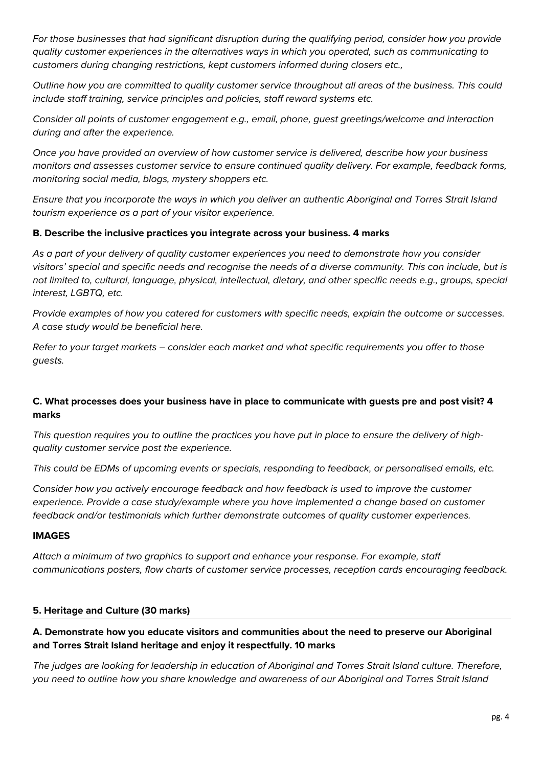*For those businesses that had significant disruption during the qualifying period, consider how you provide quality customer experiences in the alternatives ways in which you operated, such as communicating to customers during changing restrictions, kept customers informed during closers etc.,*

*Outline how you are committed to quality customer service throughout all areas of the business. This could include staff training, service principles and policies, staff reward systems etc.*

*Consider all points of customer engagement e.g., email, phone, guest greetings/welcome and interaction during and after the experience.*

*Once you have provided an overview of how customer service is delivered, describe how your business monitors and assesses customer service to ensure continued quality delivery. For example, feedback forms, monitoring social media, blogs, mystery shoppers etc.*

*Ensure that you incorporate the ways in which you deliver an authentic Aboriginal and Torres Strait Island tourism experience as a part of your visitor experience.*

**B. Describe the inclusive practices you integrate across your business. 4 marks**

*As a part of your delivery of quality customer experiences you need to demonstrate how you consider visitors' special and specific needs and recognise the needs of a diverse community. This can include, but is not limited to, cultural, language, physical, intellectual, dietary, and other specific needs e.g., groups, special interest, LGBTQ, etc.*

*Provide examples of how you catered for customers with specific needs, explain the outcome or successes. A case study would be beneficial here.*

*Refer to your target markets – consider each market and what specific requirements you offer to those guests.*

**C. What processes does your business have in place to communicate with guests pre and post visit? 4 marks**

*This question requires you to outline the practices you have put in place to ensure the delivery of high-quality customer service post the experience.*

*This could be EDMs of upcoming events or specials, responding to feedback, or personalised emails, etc.*

*Consider how you actively encourage feedback and how feedback is used to improve the customer experience. Provide a case study/example where you have implemented a change based on customer feedback and/or testimonials which further demonstrate outcomes of quality customer experiences.*

**IMAGES**

*Attach a minimum of two graphics to support and enhance your response. For example, staff communications posters, flow charts of customer service processes, reception cards encouraging feedback.*

## 5. Heritage and Culture (30 marks)

**A. Demonstrate how you educate visitors and communities about the need to preserve our Aboriginal and Torres Strait Island heritage and enjoy it respectfully. 10 marks**

*The judges are looking for leadership in education of Aboriginal and Torres Strait Island culture. Therefore, you need to outline how you share knowledge and awareness of our Aboriginal and Torres Strait Island*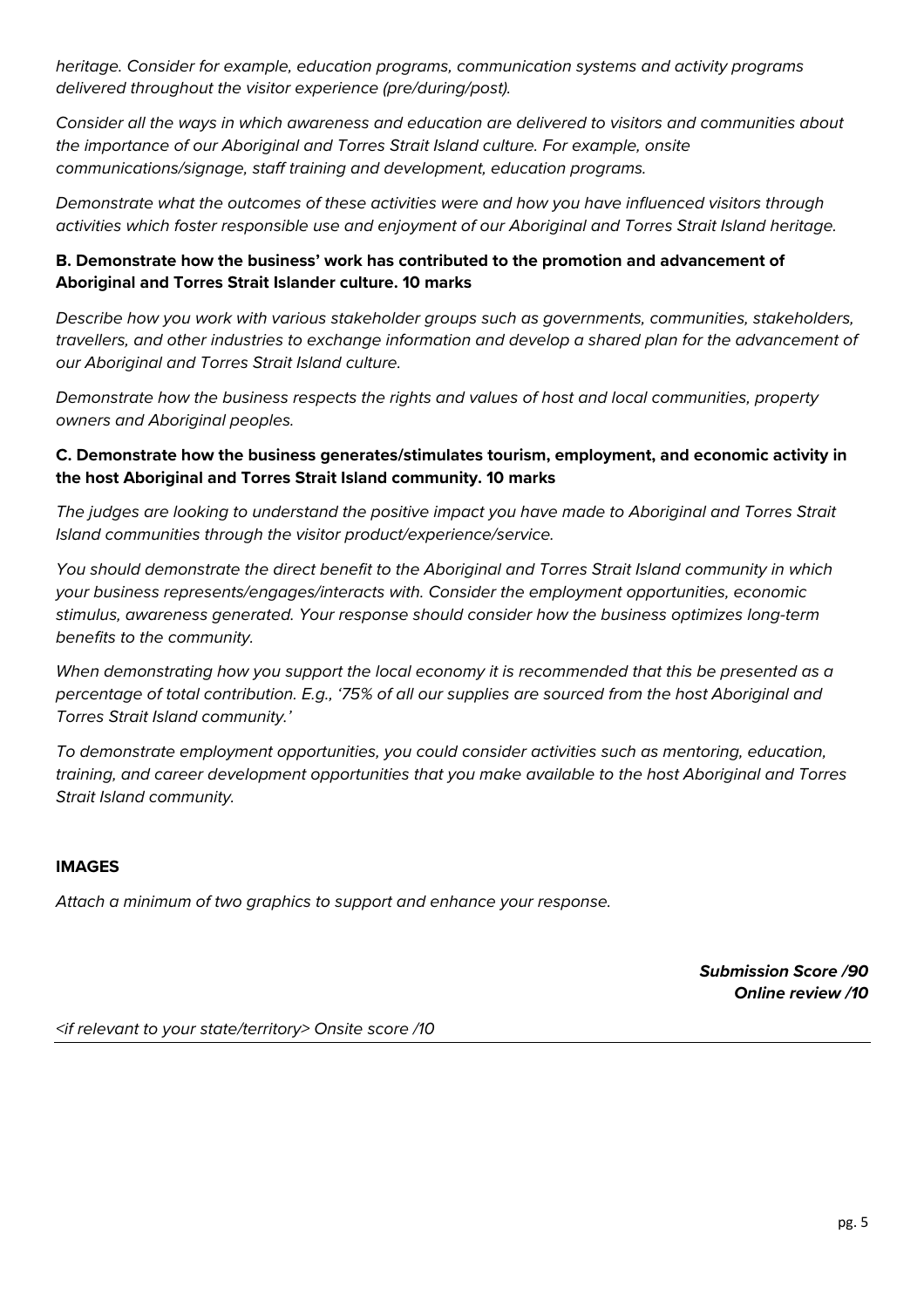*heritage. Consider for example, education programs, communication systems and activity programs delivered throughout the visitor experience (pre/during/post).*

*Consider all the ways in which awareness and education are delivered to visitors and communities about the importance of our Aboriginal and Torres Strait Island culture. For example, onsite communications/signage, staff training and development, education programs.*

*Demonstrate what the outcomes of these activities were and how you have influenced visitors through activities which foster responsible use and enjoyment of our Aboriginal and Torres Strait Island heritage.*

**B. Demonstrate how the business' work has contributed to the promotion and advancement of Aboriginal and Torres Strait Islander culture. 10 marks**

*Describe how you work with various stakeholder groups such as governments, communities, stakeholders, travellers, and other industries to exchange information and develop a shared plan for the advancement of our Aboriginal and Torres Strait Island culture.*

*Demonstrate how the business respects the rights and values of host and local communities, property owners and Aboriginal peoples.*

**C. Demonstrate how the business generates/stimulates tourism, employment, and economic activity in the host Aboriginal and Torres Strait Island community. 10 marks**

*The judges are looking to understand the positive impact you have made to Aboriginal and Torres Strait Island communities through the visitor product/experience/service.*

*You should demonstrate the direct benefit to the Aboriginal and Torres Strait Island community in which your business represents/engages/interacts with. Consider the employment opportunities, economic stimulus, awareness generated. Your response should consider how the business optimizes long-term benefits to the community.*

*When demonstrating how you support the local economy it is recommended that this be presented as a percentage of total contribution. E.g., '75% of all our supplies are sourced from the host Aboriginal and Torres Strait Island community.'*

*To demonstrate employment opportunities, you could consider activities such as mentoring, education, training, and career development opportunities that you make available to the host Aboriginal and Torres Strait Island community.*

**IMAGES**

*Attach a minimum of two graphics to support and enhance your response.*

***Submission Score /90***
***Online review /10***

*<if relevant to your state/territory> Onsite score /10*